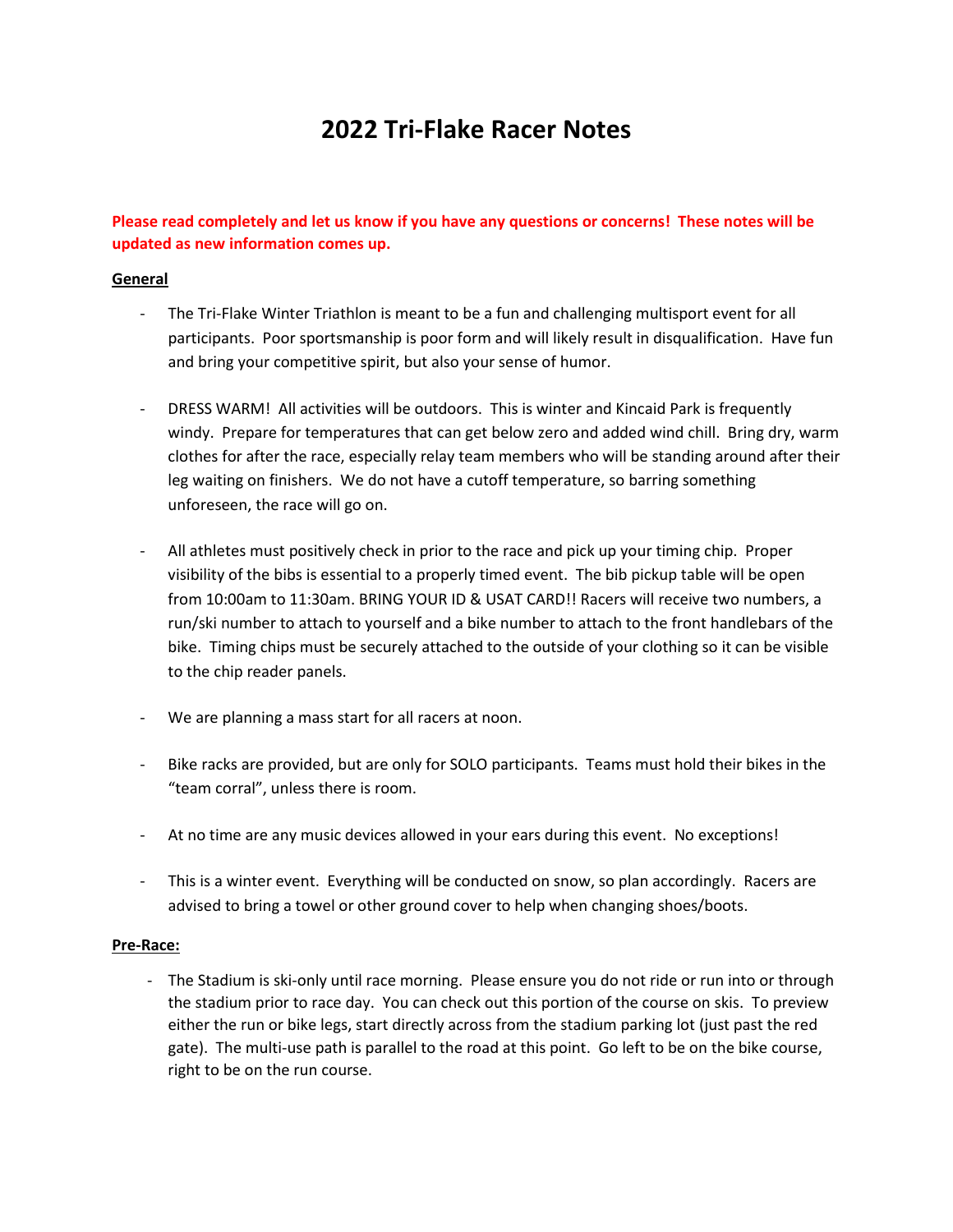# 2022 Tri-Flake Racer Notes

**Please read completely and let us know if you have any questions or concerns! These notes will be updated as new information comes up.**

**General**

- The Tri-Flake Winter Triathlon is meant to be a fun and challenging multisport event for all participants. Poor sportsmanship is poor form and will likely result in disqualification. Have fun and bring your competitive spirit, but also your sense of humor.

- DRESS WARM! All activities will be outdoors. This is winter and Kincaid Park is frequently windy. Prepare for temperatures that can get below zero and added wind chill. Bring dry, warm clothes for after the race, especially relay team members who will be standing around after their leg waiting on finishers. We do not have a cutoff temperature, so barring something unforeseen, the race will go on.

- All athletes must positively check in prior to the race and pick up your timing chip. Proper visibility of the bibs is essential to a properly timed event. The bib pickup table will be open from 10:00am to 11:30am. BRING YOUR ID & USAT CARD!! Racers will receive two numbers, a run/ski number to attach to yourself and a bike number to attach to the front handlebars of the bike. Timing chips must be securely attached to the outside of your clothing so it can be visible to the chip reader panels.

- We are planning a mass start for all racers at noon.

- Bike racks are provided, but are only for SOLO participants. Teams must hold their bikes in the "team corral", unless there is room.

- At no time are any music devices allowed in your ears during this event. No exceptions!

- This is a winter event. Everything will be conducted on snow, so plan accordingly. Racers are advised to bring a towel or other ground cover to help when changing shoes/boots.

**Pre-Race:**

- The Stadium is ski-only until race morning. Please ensure you do not ride or run into or through the stadium prior to race day. You can check out this portion of the course on skis. To preview either the run or bike legs, start directly across from the stadium parking lot (just past the red gate). The multi-use path is parallel to the road at this point. Go left to be on the bike course, right to be on the run course.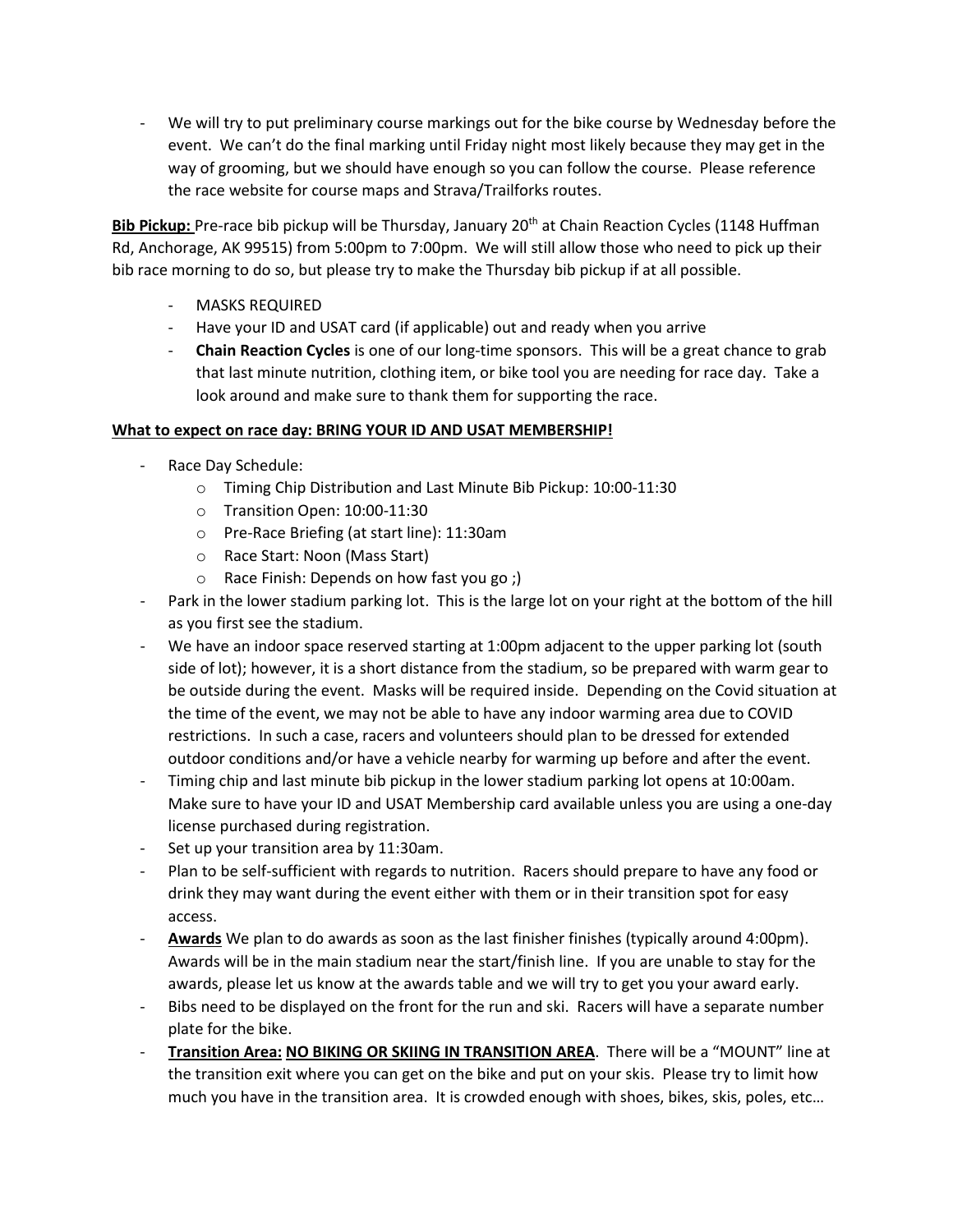- We will try to put preliminary course markings out for the bike course by Wednesday before the event. We can't do the final marking until Friday night most likely because they may get in the way of grooming, but we should have enough so you can follow the course. Please reference the race website for course maps and Strava/Trailforks routes.

**Bib Pickup:** Pre-race bib pickup will be Thursday, January 20th at Chain Reaction Cycles (1148 Huffman Rd, Anchorage, AK 99515) from 5:00pm to 7:00pm. We will still allow those who need to pick up their bib race morning to do so, but please try to make the Thursday bib pickup if at all possible.

- MASKS REQUIRED
- Have your ID and USAT card (if applicable) out and ready when you arrive
- **Chain Reaction Cycles** is one of our long-time sponsors. This will be a great chance to grab that last minute nutrition, clothing item, or bike tool you are needing for race day. Take a look around and make sure to thank them for supporting the race.

**What to expect on race day: BRING YOUR ID AND USAT MEMBERSHIP!**

- Race Day Schedule:
  - Timing Chip Distribution and Last Minute Bib Pickup: 10:00-11:30
  - Transition Open: 10:00-11:30
  - Pre-Race Briefing (at start line): 11:30am
  - Race Start: Noon (Mass Start)
  - Race Finish: Depends on how fast you go ;)
- Park in the lower stadium parking lot. This is the large lot on your right at the bottom of the hill as you first see the stadium.
- We have an indoor space reserved starting at 1:00pm adjacent to the upper parking lot (south side of lot); however, it is a short distance from the stadium, so be prepared with warm gear to be outside during the event. Masks will be required inside. Depending on the Covid situation at the time of the event, we may not be able to have any indoor warming area due to COVID restrictions. In such a case, racers and volunteers should plan to be dressed for extended outdoor conditions and/or have a vehicle nearby for warming up before and after the event.
- Timing chip and last minute bib pickup in the lower stadium parking lot opens at 10:00am. Make sure to have your ID and USAT Membership card available unless you are using a one-day license purchased during registration.
- Set up your transition area by 11:30am.
- Plan to be self-sufficient with regards to nutrition. Racers should prepare to have any food or drink they may want during the event either with them or in their transition spot for easy access.
- **Awards** We plan to do awards as soon as the last finisher finishes (typically around 4:00pm). Awards will be in the main stadium near the start/finish line. If you are unable to stay for the awards, please let us know at the awards table and we will try to get you your award early.
- Bibs need to be displayed on the front for the run and ski. Racers will have a separate number plate for the bike.
- **Transition Area: NO BIKING OR SKIING IN TRANSITION AREA**. There will be a "MOUNT" line at the transition exit where you can get on the bike and put on your skis. Please try to limit how much you have in the transition area. It is crowded enough with shoes, bikes, skis, poles, etc…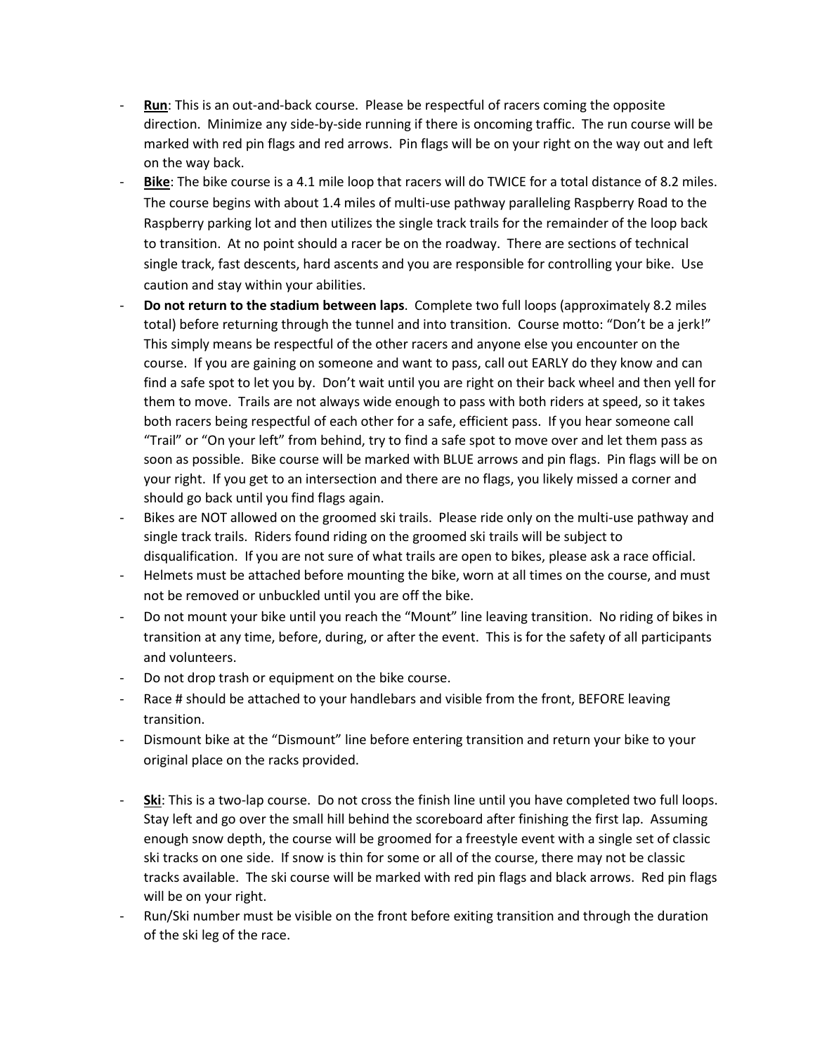- **Run**: This is an out-and-back course. Please be respectful of racers coming the opposite direction. Minimize any side-by-side running if there is oncoming traffic. The run course will be marked with red pin flags and red arrows. Pin flags will be on your right on the way out and left on the way back.
- **Bike**: The bike course is a 4.1 mile loop that racers will do TWICE for a total distance of 8.2 miles. The course begins with about 1.4 miles of multi-use pathway paralleling Raspberry Road to the Raspberry parking lot and then utilizes the single track trails for the remainder of the loop back to transition. At no point should a racer be on the roadway. There are sections of technical single track, fast descents, hard ascents and you are responsible for controlling your bike. Use caution and stay within your abilities.
- **Do not return to the stadium between laps**. Complete two full loops (approximately 8.2 miles total) before returning through the tunnel and into transition. Course motto: "Don't be a jerk!" This simply means be respectful of the other racers and anyone else you encounter on the course. If you are gaining on someone and want to pass, call out EARLY do they know and can find a safe spot to let you by. Don't wait until you are right on their back wheel and then yell for them to move. Trails are not always wide enough to pass with both riders at speed, so it takes both racers being respectful of each other for a safe, efficient pass. If you hear someone call "Trail" or "On your left" from behind, try to find a safe spot to move over and let them pass as soon as possible. Bike course will be marked with BLUE arrows and pin flags. Pin flags will be on your right. If you get to an intersection and there are no flags, you likely missed a corner and should go back until you find flags again.
- Bikes are NOT allowed on the groomed ski trails. Please ride only on the multi-use pathway and single track trails. Riders found riding on the groomed ski trails will be subject to disqualification. If you are not sure of what trails are open to bikes, please ask a race official.
- Helmets must be attached before mounting the bike, worn at all times on the course, and must not be removed or unbuckled until you are off the bike.
- Do not mount your bike until you reach the "Mount" line leaving transition. No riding of bikes in transition at any time, before, during, or after the event. This is for the safety of all participants and volunteers.
- Do not drop trash or equipment on the bike course.
- Race # should be attached to your handlebars and visible from the front, BEFORE leaving transition.
- Dismount bike at the "Dismount" line before entering transition and return your bike to your original place on the racks provided.

- **Ski**: This is a two-lap course. Do not cross the finish line until you have completed two full loops. Stay left and go over the small hill behind the scoreboard after finishing the first lap. Assuming enough snow depth, the course will be groomed for a freestyle event with a single set of classic ski tracks on one side. If snow is thin for some or all of the course, there may not be classic tracks available. The ski course will be marked with red pin flags and black arrows. Red pin flags will be on your right.
- Run/Ski number must be visible on the front before exiting transition and through the duration of the ski leg of the race.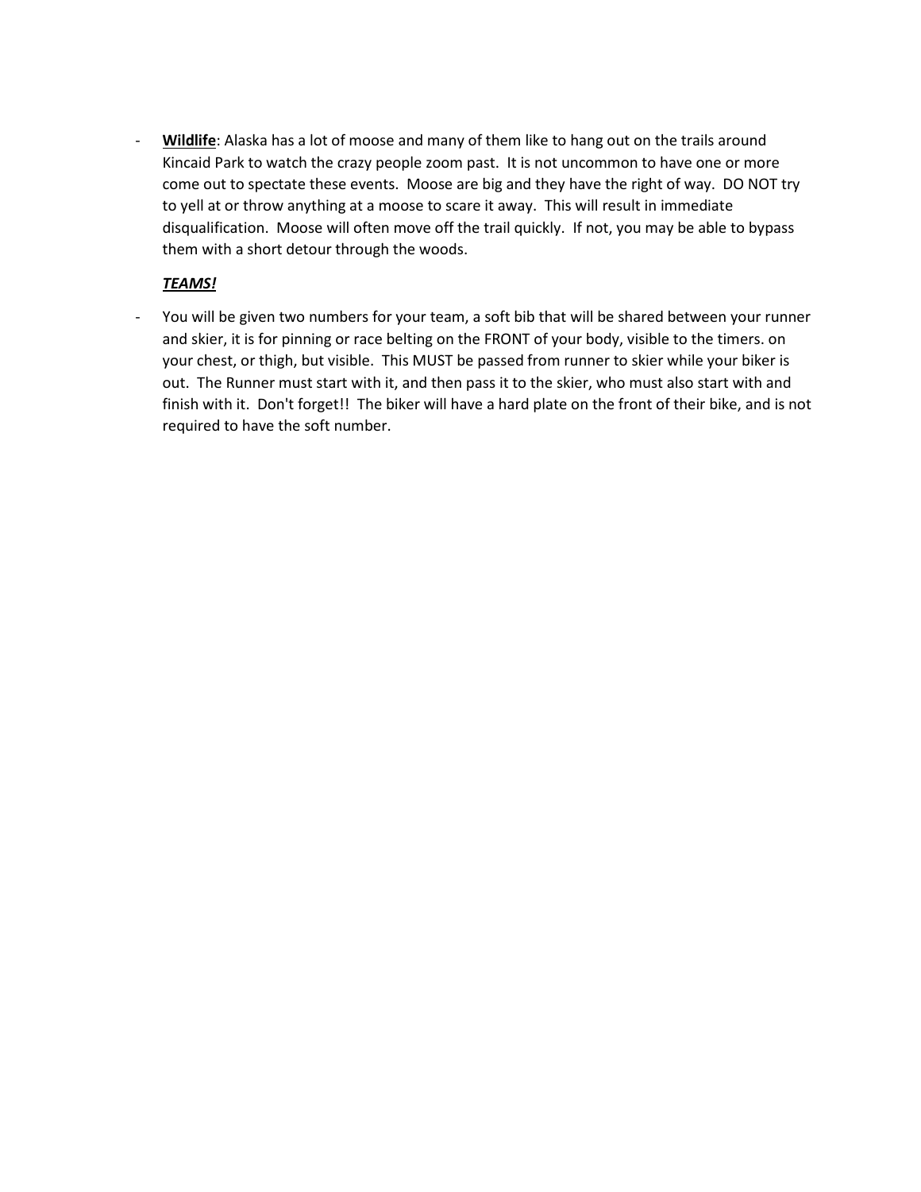- **Wildlife**: Alaska has a lot of moose and many of them like to hang out on the trails around Kincaid Park to watch the crazy people zoom past. It is not uncommon to have one or more come out to spectate these events. Moose are big and they have the right of way. DO NOT try to yell at or throw anything at a moose to scare it away. This will result in immediate disqualification. Moose will often move off the trail quickly. If not, you may be able to bypass them with a short detour through the woods.

***TEAMS!***

- You will be given two numbers for your team, a soft bib that will be shared between your runner and skier, it is for pinning or race belting on the FRONT of your body, visible to the timers. on your chest, or thigh, but visible. This MUST be passed from runner to skier while your biker is out. The Runner must start with it, and then pass it to the skier, who must also start with and finish with it. Don't forget!! The biker will have a hard plate on the front of their bike, and is not required to have the soft number.